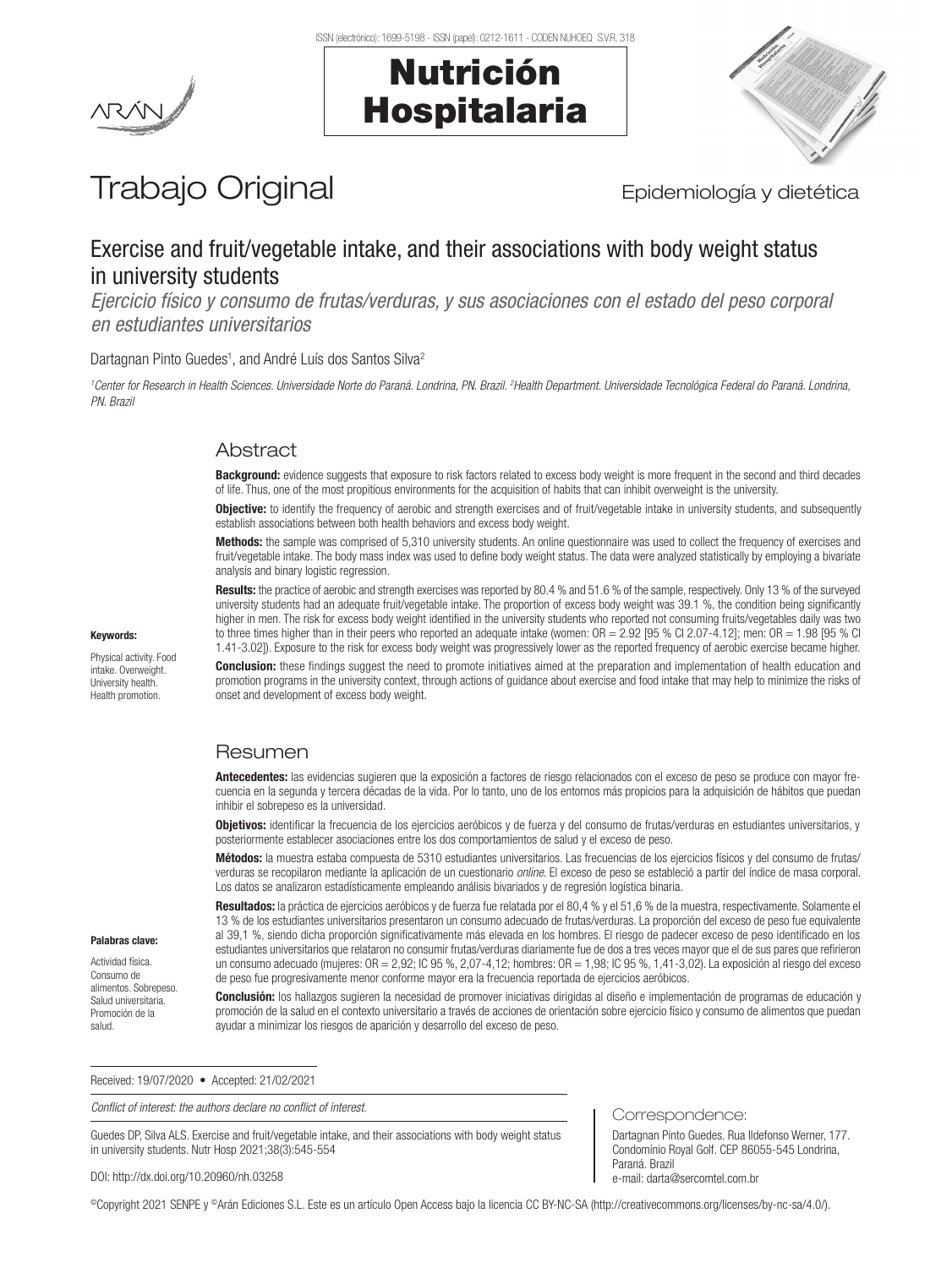# Trabajo Original

Epidemiología y dietética

## Exercise and fruit/vegetable intake, and their associations with body weight status in university students

*Ejercicio físico y consumo de frutas/verduras, y sus asociaciones con el estado del peso corporal en estudiantes universitarios*

Dartagnan Pinto Guedes[1], and André Luís dos Santos Silva[2]

*[1]Center for Research in Health Sciences. Universidade Norte do Paraná. Londrina, PN. Brazil. [2]Health Department. Universidade Tecnológica Federal do Paraná. Londrina, PN. Brazil*

## Abstract

**Background:** evidence suggests that exposure to risk factors related to excess body weight is more frequent in the second and third decades of life. Thus, one of the most propitious environments for the acquisition of habits that can inhibit overweight is the university.

**Objective:** to identify the frequency of aerobic and strength exercises and of fruit/vegetable intake in university students, and subsequently establish associations between both health behaviors and excess body weight.

**Methods:** the sample was comprised of 5,310 university students. An online questionnaire was used to collect the frequency of exercises and fruit/vegetable intake. The body mass index was used to define body weight status. The data were analyzed statistically by employing a bivariate analysis and binary logistic regression.

**Results:** the practice of aerobic and strength exercises was reported by 80.4 % and 51.6 % of the sample, respectively. Only 13 % of the surveyed university students had an adequate fruit/vegetable intake. The proportion of excess body weight was 39.1 %, the condition being significantly higher in men. The risk for excess body weight identified in the university students who reported not consuming fruits/vegetables daily was two to three times higher than in their peers who reported an adequate intake (women: OR = 2.92 [95 % CI 2.07-4.12]; men: OR = 1.98 [95 % CI 1.41-3.02]). Exposure to the risk for excess body weight was progressively lower as the reported frequency of aerobic exercise became higher.

**Conclusion:** these findings suggest the need to promote initiatives aimed at the preparation and implementation of health education and promotion programs in the university context, through actions of guidance about exercise and food intake that may help to minimize the risks of onset and development of excess body weight.

**Keywords:**

Physical activity. Food intake. Overweight. University health. Health promotion.

## Resumen

**Antecedentes:** las evidencias sugieren que la exposición a factores de riesgo relacionados con el exceso de peso se produce con mayor frecuencia en la segunda y tercera décadas de la vida. Por lo tanto, uno de los entornos más propicios para la adquisición de hábitos que puedan inhibir el sobrepeso es la universidad.

**Objetivos:** identificar la frecuencia de los ejercicios aeróbicos y de fuerza y del consumo de frutas/verduras en estudiantes universitarios, y posteriormente establecer asociaciones entre los dos comportamientos de salud y el exceso de peso.

**Métodos:** la muestra estaba compuesta de 5310 estudiantes universitarios. Las frecuencias de los ejercicios físicos y del consumo de frutas/verduras se recopilaron mediante la aplicación de un cuestionario *online*. El exceso de peso se estableció a partir del índice de masa corporal. Los datos se analizaron estadísticamente empleando análisis bivariados y de regresión logística binaria.

**Resultados:** la práctica de ejercicios aeróbicos y de fuerza fue relatada por el 80,4 % y el 51,6 % de la muestra, respectivamente. Solamente el 13 % de los estudiantes universitarios presentaron un consumo adecuado de frutas/verduras. La proporción del exceso de peso fue equivalente al 39,1 %, siendo dicha proporción significativamente más elevada en los hombres. El riesgo de padecer exceso de peso identificado en los estudiantes universitarios que relataron no consumir frutas/verduras diariamente fue de dos a tres veces mayor que el de sus pares que refirieron un consumo adecuado (mujeres: OR = 2,92; IC 95 %, 2,07-4,12; hombres: OR = 1,98; IC 95 %, 1,41-3,02). La exposición al riesgo del exceso de peso fue progresivamente menor conforme mayor era la frecuencia reportada de ejercicios aeróbicos.

**Conclusión:** los hallazgos sugieren la necesidad de promover iniciativas dirigidas al diseño e implementación de programas de educación y promoción de la salud en el contexto universitario a través de acciones de orientación sobre ejercicio físico y consumo de alimentos que puedan ayudar a minimizar los riesgos de aparición y desarrollo del exceso de peso.

**Palabras clave:**

Actividad física. Consumo de alimentos. Sobrepeso. Salud universitaria. Promoción de la salud.

Received: 19/07/2020 • Accepted: 21/02/2021

*Conflict of interest: the authors declare no conflict of interest.*

Guedes DP, Silva ALS. Exercise and fruit/vegetable intake, and their associations with body weight status in university students. Nutr Hosp 2021;38(3):545-554

DOI: http://dx.doi.org/10.20960/nh.03258

**Correspondence:**

Dartagnan Pinto Guedes. Rua Ildefonso Werner, 177. Condomínio Royal Golf. CEP 86055-545 Londrina, Paraná. Brazil
e-mail: darta@sercomtel.com.br

©Copyright 2021 SENPE y ©Arán Ediciones S.L. Este es un artículo Open Access bajo la licencia CC BY-NC-SA (http://creativecommons.org/licenses/by-nc-sa/4.0/).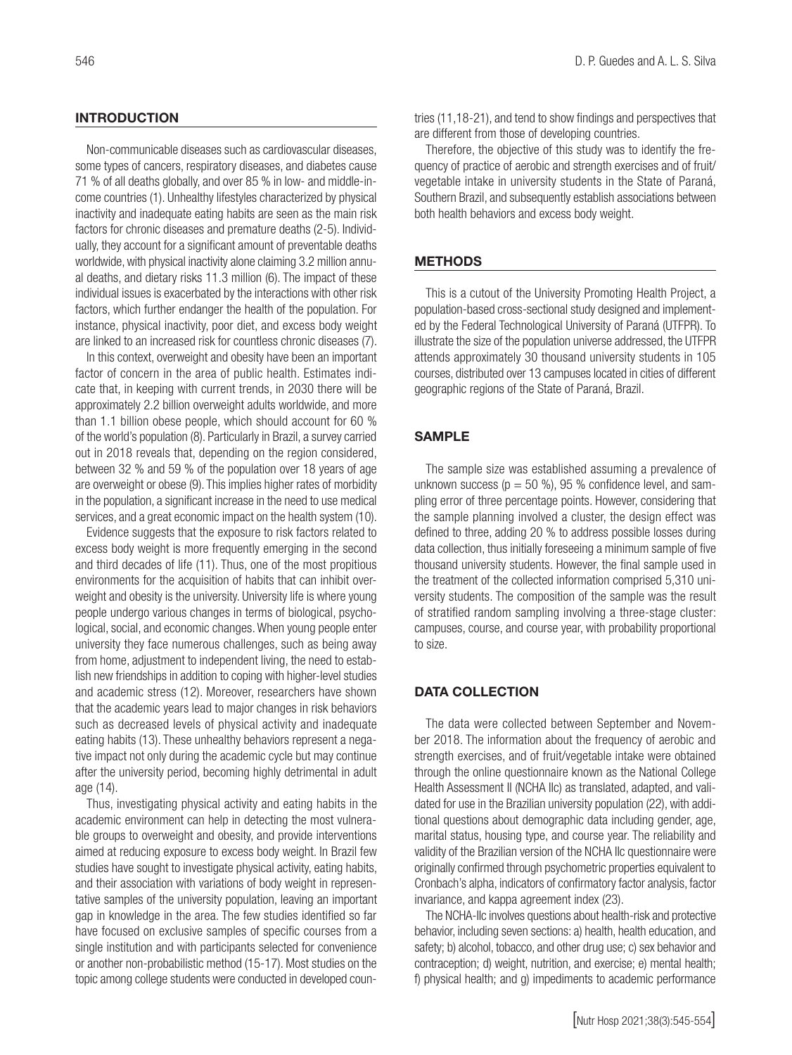## INTRODUCTION

Non-communicable diseases such as cardiovascular diseases, some types of cancers, respiratory diseases, and diabetes cause 71 % of all deaths globally, and over 85 % in low- and middle-income countries (1). Unhealthy lifestyles characterized by physical inactivity and inadequate eating habits are seen as the main risk factors for chronic diseases and premature deaths (2-5). Individually, they account for a significant amount of preventable deaths worldwide, with physical inactivity alone claiming 3.2 million annual deaths, and dietary risks 11.3 million (6). The impact of these individual issues is exacerbated by the interactions with other risk factors, which further endanger the health of the population. For instance, physical inactivity, poor diet, and excess body weight are linked to an increased risk for countless chronic diseases (7).

In this context, overweight and obesity have been an important factor of concern in the area of public health. Estimates indicate that, in keeping with current trends, in 2030 there will be approximately 2.2 billion overweight adults worldwide, and more than 1.1 billion obese people, which should account for 60 % of the world's population (8). Particularly in Brazil, a survey carried out in 2018 reveals that, depending on the region considered, between 32 % and 59 % of the population over 18 years of age are overweight or obese (9). This implies higher rates of morbidity in the population, a significant increase in the need to use medical services, and a great economic impact on the health system (10).

Evidence suggests that the exposure to risk factors related to excess body weight is more frequently emerging in the second and third decades of life (11). Thus, one of the most propitious environments for the acquisition of habits that can inhibit overweight and obesity is the university. University life is where young people undergo various changes in terms of biological, psychological, social, and economic changes. When young people enter university they face numerous challenges, such as being away from home, adjustment to independent living, the need to establish new friendships in addition to coping with higher-level studies and academic stress (12). Moreover, researchers have shown that the academic years lead to major changes in risk behaviors such as decreased levels of physical activity and inadequate eating habits (13). These unhealthy behaviors represent a negative impact not only during the academic cycle but may continue after the university period, becoming highly detrimental in adult age (14).

Thus, investigating physical activity and eating habits in the academic environment can help in detecting the most vulnerable groups to overweight and obesity, and provide interventions aimed at reducing exposure to excess body weight. In Brazil few studies have sought to investigate physical activity, eating habits, and their association with variations of body weight in representative samples of the university population, leaving an important gap in knowledge in the area. The few studies identified so far have focused on exclusive samples of specific courses from a single institution and with participants selected for convenience or another non-probabilistic method (15-17). Most studies on the topic among college students were conducted in developed countries (11,18-21), and tend to show findings and perspectives that are different from those of developing countries.

Therefore, the objective of this study was to identify the frequency of practice of aerobic and strength exercises and of fruit/vegetable intake in university students in the State of Paraná, Southern Brazil, and subsequently establish associations between both health behaviors and excess body weight.

## METHODS

This is a cutout of the University Promoting Health Project, a population-based cross-sectional study designed and implemented by the Federal Technological University of Paraná (UTFPR). To illustrate the size of the population universe addressed, the UTFPR attends approximately 30 thousand university students in 105 courses, distributed over 13 campuses located in cities of different geographic regions of the State of Paraná, Brazil.

## SAMPLE

The sample size was established assuming a prevalence of unknown success (p = 50 %), 95 % confidence level, and sampling error of three percentage points. However, considering that the sample planning involved a cluster, the design effect was defined to three, adding 20 % to address possible losses during data collection, thus initially foreseeing a minimum sample of five thousand university students. However, the final sample used in the treatment of the collected information comprised 5,310 university students. The composition of the sample was the result of stratified random sampling involving a three-stage cluster: campuses, course, and course year, with probability proportional to size.

## DATA COLLECTION

The data were collected between September and November 2018. The information about the frequency of aerobic and strength exercises, and of fruit/vegetable intake were obtained through the online questionnaire known as the National College Health Assessment II (NCHA IIc) as translated, adapted, and validated for use in the Brazilian university population (22), with additional questions about demographic data including gender, age, marital status, housing type, and course year. The reliability and validity of the Brazilian version of the NCHA IIc questionnaire were originally confirmed through psychometric properties equivalent to Cronbach's alpha, indicators of confirmatory factor analysis, factor invariance, and kappa agreement index (23).

The NCHA-IIc involves questions about health-risk and protective behavior, including seven sections: a) health, health education, and safety; b) alcohol, tobacco, and other drug use; c) sex behavior and contraception; d) weight, nutrition, and exercise; e) mental health; f) physical health; and g) impediments to academic performance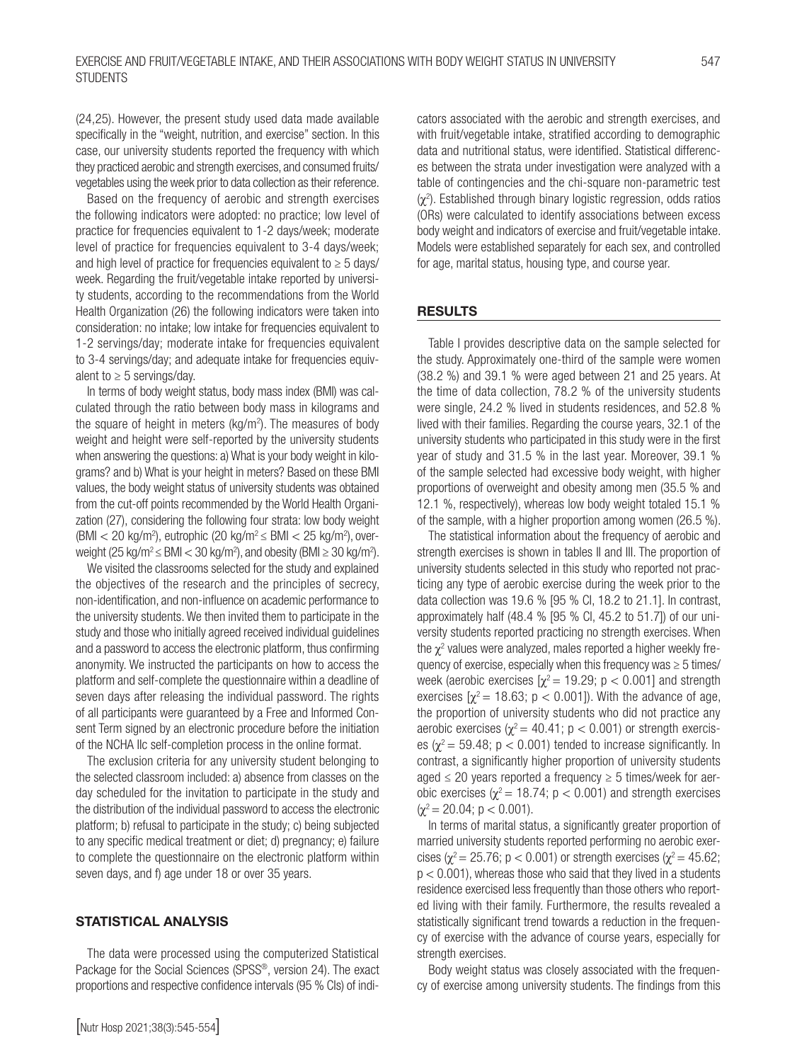(24,25). However, the present study used data made available specifically in the "weight, nutrition, and exercise" section. In this case, our university students reported the frequency with which they practiced aerobic and strength exercises, and consumed fruits/vegetables using the week prior to data collection as their reference.

Based on the frequency of aerobic and strength exercises the following indicators were adopted: no practice; low level of practice for frequencies equivalent to 1-2 days/week; moderate level of practice for frequencies equivalent to 3-4 days/week; and high level of practice for frequencies equivalent to ≥ 5 days/week. Regarding the fruit/vegetable intake reported by university students, according to the recommendations from the World Health Organization (26) the following indicators were taken into consideration: no intake; low intake for frequencies equivalent to 1-2 servings/day; moderate intake for frequencies equivalent to 3-4 servings/day; and adequate intake for frequencies equivalent to ≥ 5 servings/day.

In terms of body weight status, body mass index (BMI) was calculated through the ratio between body mass in kilograms and the square of height in meters ($kg/m^2$). The measures of body weight and height were self-reported by the university students when answering the questions: a) What is your body weight in kilograms? and b) What is your height in meters? Based on these BMI values, the body weight status of university students was obtained from the cut-off points recommended by the World Health Organization (27), considering the following four strata: low body weight ($BMI < 20 kg/m^2$), eutrophic ($20 kg/m^2 \leq BMI < 25 kg/m^2$), overweight ($25 kg/m^2 \leq BMI < 30 kg/m^2$), and obesity ($BMI \geq 30 kg/m^2$).

We visited the classrooms selected for the study and explained the objectives of the research and the principles of secrecy, non-identification, and non-influence on academic performance to the university students. We then invited them to participate in the study and those who initially agreed received individual guidelines and a password to access the electronic platform, thus confirming anonymity. We instructed the participants on how to access the platform and self-complete the questionnaire within a deadline of seven days after releasing the individual password. The rights of all participants were guaranteed by a Free and Informed Consent Term signed by an electronic procedure before the initiation of the NCHA IIc self-completion process in the online format.

The exclusion criteria for any university student belonging to the selected classroom included: a) absence from classes on the day scheduled for the invitation to participate in the study and the distribution of the individual password to access the electronic platform; b) refusal to participate in the study; c) being subjected to any specific medical treatment or diet; d) pregnancy; e) failure to complete the questionnaire on the electronic platform within seven days, and f) age under 18 or over 35 years.

## STATISTICAL ANALYSIS

The data were processed using the computerized Statistical Package for the Social Sciences (SPSS®, version 24). The exact proportions and respective confidence intervals (95 % CIs) of indicators associated with the aerobic and strength exercises, and with fruit/vegetable intake, stratified according to demographic data and nutritional status, were identified. Statistical differences between the strata under investigation were analyzed with a table of contingencies and the chi-square non-parametric test ($\chi^2$). Established through binary logistic regression, odds ratios (ORs) were calculated to identify associations between excess body weight and indicators of exercise and fruit/vegetable intake. Models were established separately for each sex, and controlled for age, marital status, housing type, and course year.

## RESULTS

Table I provides descriptive data on the sample selected for the study. Approximately one-third of the sample were women (38.2 %) and 39.1 % were aged between 21 and 25 years. At the time of data collection, 78.2 % of the university students were single, 24.2 % lived in students residences, and 52.8 % lived with their families. Regarding the course years, 32.1 of the university students who participated in this study were in the first year of study and 31.5 % in the last year. Moreover, 39.1 % of the sample selected had excessive body weight, with higher proportions of overweight and obesity among men (35.5 % and 12.1 %, respectively), whereas low body weight totaled 15.1 % of the sample, with a higher proportion among women (26.5 %).

The statistical information about the frequency of aerobic and strength exercises is shown in tables II and III. The proportion of university students selected in this study who reported not practicing any type of aerobic exercise during the week prior to the data collection was 19.6 % [95 % CI, 18.2 to 21.1]. In contrast, approximately half (48.4 % [95 % CI, 45.2 to 51.7]) of our university students reported practicing no strength exercises. When the $\chi^2$ values were analyzed, males reported a higher weekly frequency of exercise, especially when this frequency was ≥ 5 times/week (aerobic exercises [$\chi^2 = 19.29$; $p < 0.001$] and strength exercises [$\chi^2 = 18.63$; $p < 0.001$]). With the advance of age, the proportion of university students who did not practice any aerobic exercises ($\chi^2 = 40.41$; $p < 0.001$) or strength exercises ($\chi^2 = 59.48$; $p < 0.001$) tended to increase significantly. In contrast, a significantly higher proportion of university students aged ≤ 20 years reported a frequency ≥ 5 times/week for aerobic exercises ($\chi^2 = 18.74$; $p < 0.001$) and strength exercises ($\chi^2 = 20.04$; $p < 0.001$).

In terms of marital status, a significantly greater proportion of married university students reported performing no aerobic exercises ($\chi^2 = 25.76$; $p < 0.001$) or strength exercises ($\chi^2 = 45.62$; $p < 0.001$), whereas those who said that they lived in a students residence exercised less frequently than those others who reported living with their family. Furthermore, the results revealed a statistically significant trend towards a reduction in the frequency of exercise with the advance of course years, especially for strength exercises.

Body weight status was closely associated with the frequency of exercise among university students. The findings from this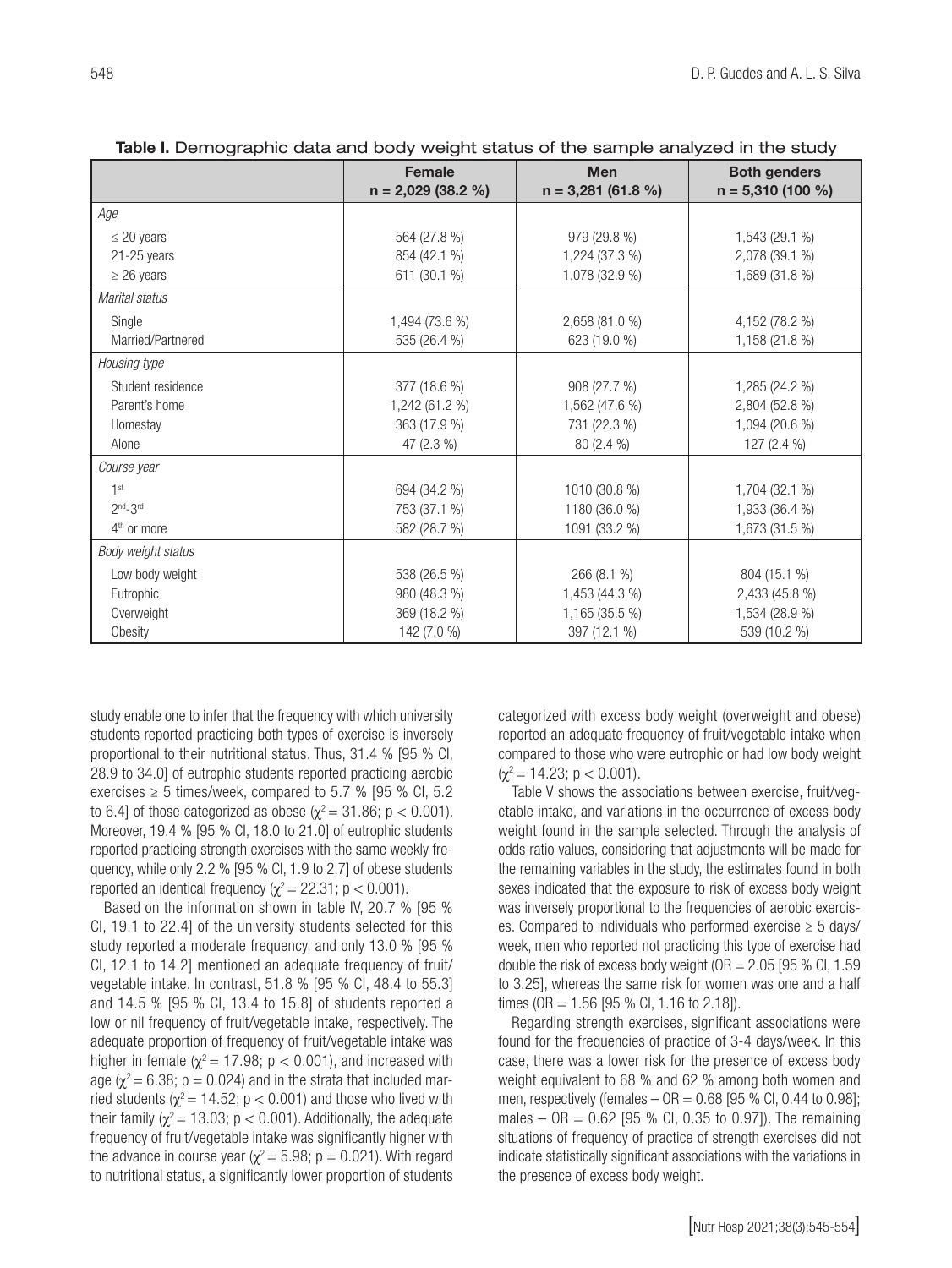**Table I.** Demographic data and body weight status of the sample analyzed in the study

| | Female n = 2,029 (38.2 %) | Men n = 3,281 (61.8 %) | Both genders n = 5,310 (100 %) |
|---|---|---|---|
| *Age* | | | |
| ≤ 20 years | 564 (27.8 %) | 979 (29.8 %) | 1,543 (29.1 %) |
| 21-25 years | 854 (42.1 %) | 1,224 (37.3 %) | 2,078 (39.1 %) |
| ≥ 26 years | 611 (30.1 %) | 1,078 (32.9 %) | 1,689 (31.8 %) |
| *Marital status* | | | |
| Single | 1,494 (73.6 %) | 2,658 (81.0 %) | 4,152 (78.2 %) |
| Married/Partnered | 535 (26.4 %) | 623 (19.0 %) | 1,158 (21.8 %) |
| *Housing type* | | | |
| Student residence | 377 (18.6 %) | 908 (27.7 %) | 1,285 (24.2 %) |
| Parent's home | 1,242 (61.2 %) | 1,562 (47.6 %) | 2,804 (52.8 %) |
| Homestay | 363 (17.9 %) | 731 (22.3 %) | 1,094 (20.6 %) |
| Alone | 47 (2.3 %) | 80 (2.4 %) | 127 (2.4 %) |
| *Course year* | | | |
| 1st | 694 (34.2 %) | 1010 (30.8 %) | 1,704 (32.1 %) |
| 2nd-3rd | 753 (37.1 %) | 1180 (36.0 %) | 1,933 (36.4 %) |
| 4th or more | 582 (28.7 %) | 1091 (33.2 %) | 1,673 (31.5 %) |
| *Body weight status* | | | |
| Low body weight | 538 (26.5 %) | 266 (8.1 %) | 804 (15.1 %) |
| Eutrophic | 980 (48.3 %) | 1,453 (44.3 %) | 2,433 (45.8 %) |
| Overweight | 369 (18.2 %) | 1,165 (35.5 %) | 1,534 (28.9 %) |
| Obesity | 142 (7.0 %) | 397 (12.1 %) | 539 (10.2 %) |

study enable one to infer that the frequency with which university students reported practicing both types of exercise is inversely proportional to their nutritional status. Thus, 31.4 % [95 % CI, 28.9 to 34.0] of eutrophic students reported practicing aerobic exercises ≥ 5 times/week, compared to 5.7 % [95 % CI, 5.2 to 6.4] of those categorized as obese ($\chi^2 = 31.86$; $p < 0.001$). Moreover, 19.4 % [95 % CI, 18.0 to 21.0] of eutrophic students reported practicing strength exercises with the same weekly frequency, while only 2.2 % [95 % CI, 1.9 to 2.7] of obese students reported an identical frequency ($\chi^2 = 22.31$; $p < 0.001$).

Based on the information shown in table IV, 20.7 % [95 % CI, 19.1 to 22.4] of the university students selected for this study reported a moderate frequency, and only 13.0 % [95 % CI, 12.1 to 14.2] mentioned an adequate frequency of fruit/vegetable intake. In contrast, 51.8 % [95 % CI, 48.4 to 55.3] and 14.5 % [95 % CI, 13.4 to 15.8] of students reported a low or nil frequency of fruit/vegetable intake, respectively. The adequate proportion of frequency of fruit/vegetable intake was higher in female ($\chi^2 = 17.98$; $p < 0.001$), and increased with age ($\chi^2 = 6.38$; $p = 0.024$) and in the strata that included married students ($\chi^2 = 14.52$; $p < 0.001$) and those who lived with their family ($\chi^2 = 13.03$; $p < 0.001$). Additionally, the adequate frequency of fruit/vegetable intake was significantly higher with the advance in course year ($\chi^2 = 5.98$; $p = 0.021$). With regard to nutritional status, a significantly lower proportion of students categorized with excess body weight (overweight and obese) reported an adequate frequency of fruit/vegetable intake when compared to those who were eutrophic or had low body weight ($\chi^2 = 14.23$; $p < 0.001$).

Table V shows the associations between exercise, fruit/vegetable intake, and variations in the occurrence of excess body weight found in the sample selected. Through the analysis of odds ratio values, considering that adjustments will be made for the remaining variables in the study, the estimates found in both sexes indicated that the exposure to risk of excess body weight was inversely proportional to the frequencies of aerobic exercises. Compared to individuals who performed exercise ≥ 5 days/week, men who reported not practicing this type of exercise had double the risk of excess body weight (OR = 2.05 [95 % CI, 1.59 to 3.25], whereas the same risk for women was one and a half times (OR = 1.56 [95 % CI, 1.16 to 2.18]).

Regarding strength exercises, significant associations were found for the frequencies of practice of 3-4 days/week. In this case, there was a lower risk for the presence of excess body weight equivalent to 68 % and 62 % among both women and men, respectively (females – OR = 0.68 [95 % CI, 0.44 to 0.98]; males – OR = 0.62 [95 % CI, 0.35 to 0.97]). The remaining situations of frequency of practice of strength exercises did not indicate statistically significant associations with the variations in the presence of excess body weight.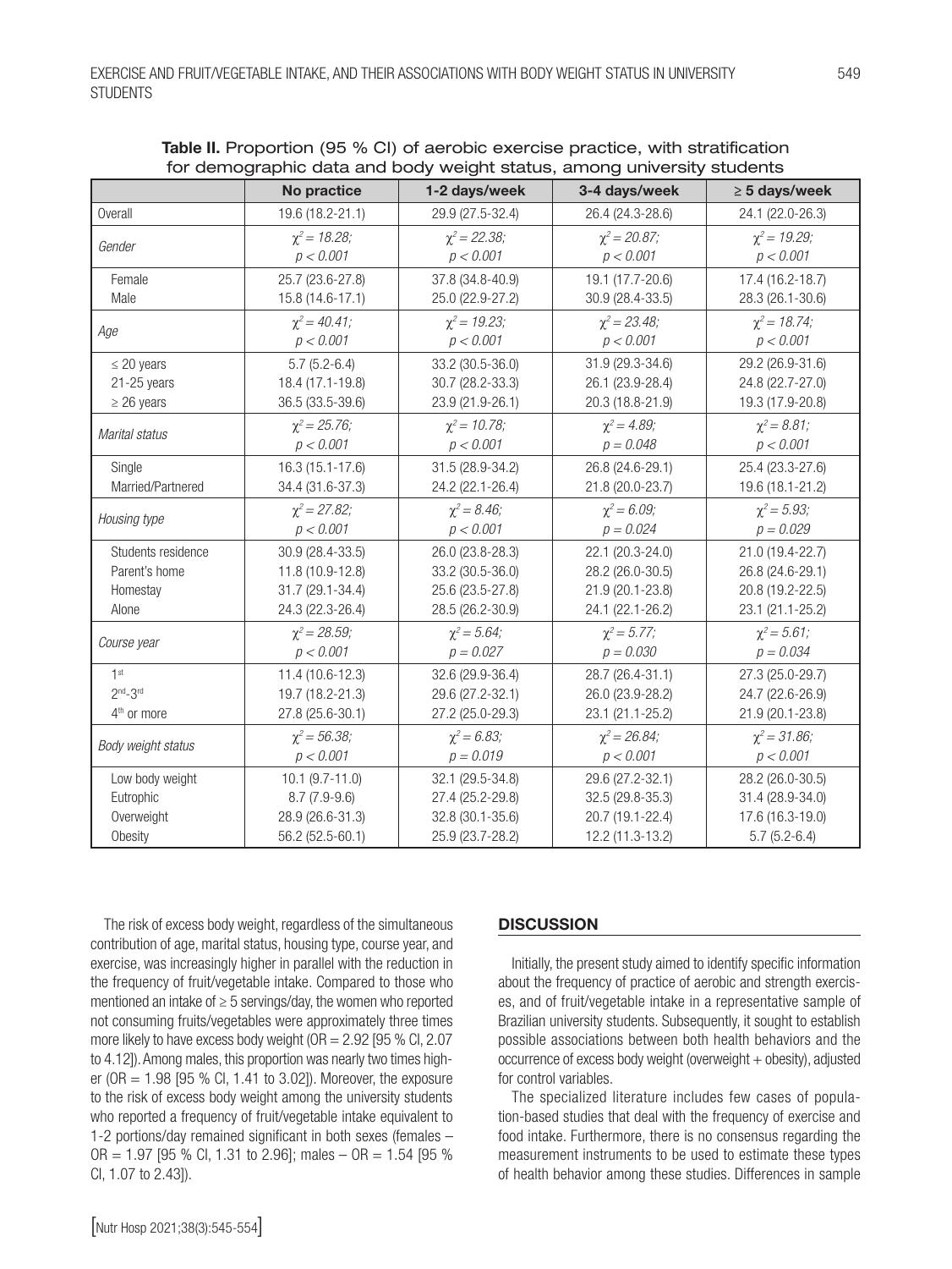**Table II.** Proportion (95 % CI) of aerobic exercise practice, with stratification for demographic data and body weight status, among university students

| | No practice | 1-2 days/week | 3-4 days/week | ≥ 5 days/week |
|---|---|---|---|---|
| Overall | 19.6 (18.2-21.1) | 29.9 (27.5-32.4) | 26.4 (24.3-28.6) | 24.1 (22.0-26.3) |
| *Gender* | $\chi^2 = 18.28$; $p < 0.001$ | $\chi^2 = 22.38$; $p < 0.001$ | $\chi^2 = 20.87$; $p < 0.001$ | $\chi^2 = 19.29$; $p < 0.001$ |
| Female | 25.7 (23.6-27.8) | 37.8 (34.8-40.9) | 19.1 (17.7-20.6) | 17.4 (16.2-18.7) |
| Male | 15.8 (14.6-17.1) | 25.0 (22.9-27.2) | 30.9 (28.4-33.5) | 28.3 (26.1-30.6) |
| *Age* | $\chi^2 = 40.41$; $p < 0.001$ | $\chi^2 = 19.23$; $p < 0.001$ | $\chi^2 = 23.48$; $p < 0.001$ | $\chi^2 = 18.74$; $p < 0.001$ |
| ≤ 20 years | 5.7 (5.2-6.4) | 33.2 (30.5-36.0) | 31.9 (29.3-34.6) | 29.2 (26.9-31.6) |
| 21-25 years | 18.4 (17.1-19.8) | 30.7 (28.2-33.3) | 26.1 (23.9-28.4) | 24.8 (22.7-27.0) |
| ≥ 26 years | 36.5 (33.5-39.6) | 23.9 (21.9-26.1) | 20.3 (18.8-21.9) | 19.3 (17.9-20.8) |
| *Marital status* | $\chi^2 = 25.76$; $p < 0.001$ | $\chi^2 = 10.78$; $p < 0.001$ | $\chi^2 = 4.89$; $p = 0.048$ | $\chi^2 = 8.81$; $p < 0.001$ |
| Single | 16.3 (15.1-17.6) | 31.5 (28.9-34.2) | 26.8 (24.6-29.1) | 25.4 (23.3-27.6) |
| Married/Partnered | 34.4 (31.6-37.3) | 24.2 (22.1-26.4) | 21.8 (20.0-23.7) | 19.6 (18.1-21.2) |
| *Housing type* | $\chi^2 = 27.82$; $p < 0.001$ | $\chi^2 = 8.46$; $p < 0.001$ | $\chi^2 = 6.09$; $p = 0.024$ | $\chi^2 = 5.93$; $p = 0.029$ |
| Students residence | 30.9 (28.4-33.5) | 26.0 (23.8-28.3) | 22.1 (20.3-24.0) | 21.0 (19.4-22.7) |
| Parent's home | 11.8 (10.9-12.8) | 33.2 (30.5-36.0) | 28.2 (26.0-30.5) | 26.8 (24.6-29.1) |
| Homestay | 31.7 (29.1-34.4) | 25.6 (23.5-27.8) | 21.9 (20.1-23.8) | 20.8 (19.2-22.5) |
| Alone | 24.3 (22.3-26.4) | 28.5 (26.2-30.9) | 24.1 (22.1-26.2) | 23.1 (21.1-25.2) |
| *Course year* | $\chi^2 = 28.59$; $p < 0.001$ | $\chi^2 = 5.64$; $p = 0.027$ | $\chi^2 = 5.77$; $p = 0.030$ | $\chi^2 = 5.61$; $p = 0.034$ |
| 1st | 11.4 (10.6-12.3) | 32.6 (29.9-36.4) | 28.7 (26.4-31.1) | 27.3 (25.0-29.7) |
| 2nd-3rd | 19.7 (18.2-21.3) | 29.6 (27.2-32.1) | 26.0 (23.9-28.2) | 24.7 (22.6-26.9) |
| 4th or more | 27.8 (25.6-30.1) | 27.2 (25.0-29.3) | 23.1 (21.1-25.2) | 21.9 (20.1-23.8) |
| *Body weight status* | $\chi^2 = 56.38$; $p < 0.001$ | $\chi^2 = 6.83$; $p = 0.019$ | $\chi^2 = 26.84$; $p < 0.001$ | $\chi^2 = 31.86$; $p < 0.001$ |
| Low body weight | 10.1 (9.7-11.0) | 32.1 (29.5-34.8) | 29.6 (27.2-32.1) | 28.2 (26.0-30.5) |
| Eutrophic | 8.7 (7.9-9.6) | 27.4 (25.2-29.8) | 32.5 (29.8-35.3) | 31.4 (28.9-34.0) |
| Overweight | 28.9 (26.6-31.3) | 32.8 (30.1-35.6) | 20.7 (19.1-22.4) | 17.6 (16.3-19.0) |
| Obesity | 56.2 (52.5-60.1) | 25.9 (23.7-28.2) | 12.2 (11.3-13.2) | 5.7 (5.2-6.4) |

The risk of excess body weight, regardless of the simultaneous contribution of age, marital status, housing type, course year, and exercise, was increasingly higher in parallel with the reduction in the frequency of fruit/vegetable intake. Compared to those who mentioned an intake of ≥ 5 servings/day, the women who reported not consuming fruits/vegetables were approximately three times more likely to have excess body weight (OR = 2.92 [95 % CI, 2.07 to 4.12]). Among males, this proportion was nearly two times higher (OR = 1.98 [95 % CI, 1.41 to 3.02]). Moreover, the exposure to the risk of excess body weight among the university students who reported a frequency of fruit/vegetable intake equivalent to 1-2 portions/day remained significant in both sexes (females – OR = 1.97 [95 % CI, 1.31 to 2.96]; males – OR = 1.54 [95 % CI, 1.07 to 2.43]).

## DISCUSSION

Initially, the present study aimed to identify specific information about the frequency of practice of aerobic and strength exercises, and of fruit/vegetable intake in a representative sample of Brazilian university students. Subsequently, it sought to establish possible associations between both health behaviors and the occurrence of excess body weight (overweight + obesity), adjusted for control variables.

The specialized literature includes few cases of population-based studies that deal with the frequency of exercise and food intake. Furthermore, there is no consensus regarding the measurement instruments to be used to estimate these types of health behavior among these studies. Differences in sample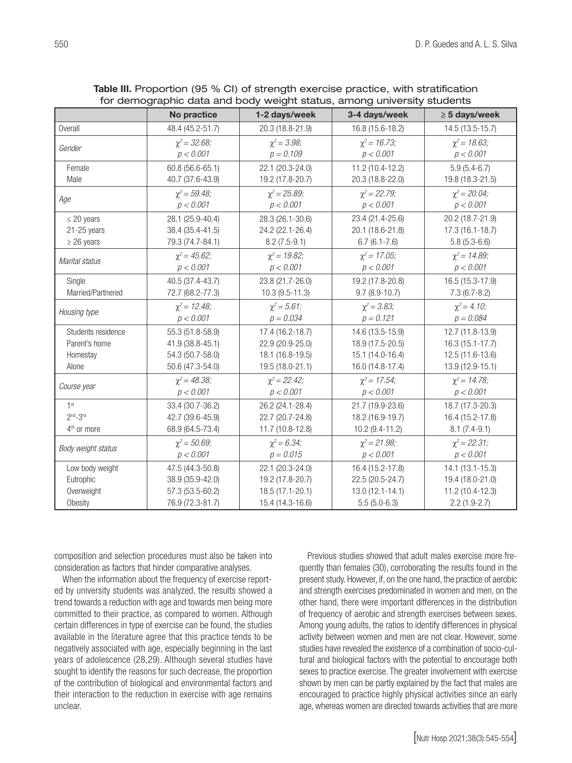**Table III.** Proportion (95 % CI) of strength exercise practice, with stratification for demographic data and body weight status, among university students

| | No practice | 1-2 days/week | 3-4 days/week | ≥ 5 days/week |
|---|---|---|---|---|
| Overall | 48.4 (45.2-51.7) | 20.3 (18.8-21.9) | 16.8 (15.6-18.2) | 14.5 (13.5-15.7) |
| *Gender* | $\chi^2 = 32.68$; $p < 0.001$ | $\chi^2 = 3.98$; $p = 0.109$ | $\chi^2 = 16.73$; $p < 0.001$ | $\chi^2 = 18.63$; $p < 0.001$ |
| Female | 60.8 (56.6-65.1) | 22.1 (20.3-24.0) | 11.2 (10.4-12.2) | 5.9 (5.4-6.7) |
| Male | 40.7 (37.6-43.9) | 19.2 (17.8-20.7) | 20.3 (18.8-22.0) | 19.8 (18.3-21.5) |
| *Age* | $\chi^2 = 59.48$; $p < 0.001$ | $\chi^2 = 25.89$; $p < 0.001$ | $\chi^2 = 22.79$; $p < 0.001$ | $\chi^2 = 20.04$; $p < 0.001$ |
| ≤ 20 years | 28.1 (25.9-40.4) | 28.3 (26.1-30.6) | 23.4 (21.4-25.6) | 20.2 (18.7-21.9) |
| 21-25 years | 38.4 (35.4-41.5) | 24.2 (22.1-26.4) | 20.1 (18.6-21.8) | 17.3 (16.1-18.7) |
| ≥ 26 years | 79.3 (74.7-84.1) | 8.2 (7.5-9.1) | 6.7 (6.1-7.6) | 5.8 (5.3-6.6) |
| *Marital status* | $\chi^2 = 45.62$; $p < 0.001$ | $\chi^2 = 19.82$; $p < 0.001$ | $\chi^2 = 17.05$; $p < 0.001$ | $\chi^2 = 14.89$; $p < 0.001$ |
| Single | 40.5 (37.4-43.7) | 23.8 (21.7-26.0) | 19.2 (17.8-20.8) | 16.5 (15.3-17.9) |
| Married/Partnered | 72.7 (68.2-77.3) | 10.3 (9.5-11.3) | 9.7 (8.9-10.7) | 7.3 (6.7-8.2) |
| *Housing type* | $\chi^2 = 12.48$; $p < 0.001$ | $\chi^2 = 5.61$; $p = 0.034$ | $\chi^2 = 3.83$; $p = 0.121$ | $\chi^2 = 4.10$; $p = 0.084$ |
| Students residence | 55.3 (51.8-58.9) | 17.4 (16.2-18.7) | 14.6 (13.5-15.9) | 12.7 (11.8-13.9) |
| Parent's home | 41.9 (38.8-45.1) | 22.9 (20.9-25.0) | 18.9 (17.5-20.5) | 16.3 (15.1-17.7) |
| Homestay | 54.3 (50.7-58.0) | 18.1 (16.8-19.5) | 15.1 (14.0-16.4) | 12.5 (11.6-13.6) |
| Alone | 50.6 (47.3-54.0) | 19.5 (18.0-21.1) | 16.0 (14.8-17.4) | 13.9 (12.9-15.1) |
| *Course year* | $\chi^2 = 48.38$; $p < 0.001$ | $\chi^2 = 22.42$; $p < 0.001$ | $\chi^2 = 17.54$; $p < 0.001$ | $\chi^2 = 14.78$; $p < 0.001$ |
| 1st | 33.4 (30.7-36.2) | 26.2 (24.1-28.4) | 21.7 (19.9-23.6) | 18.7 (17.3-20.3) |
| 2nd-3rd | 42.7 (39.6-45.9) | 22.7 (20.7-24.8) | 18.2 (16.9-19.7) | 16.4 (15.2-17.8) |
| 4th or more | 68.9 (64.5-73.4) | 11.7 (10.8-12.8) | 10.2 (9.4-11.2) | 8.1 (7.4-9.1) |
| *Body weight status* | $\chi^2 = 50.69$; $p < 0.001$ | $\chi^2 = 6.34$; $p = 0.015$ | $\chi^2 = 21.98$; $p < 0.001$ | $\chi^2 = 22.31$; $p < 0.001$ |
| Low body weight | 47.5 (44.3-50.8) | 22.1 (20.3-24.0) | 16.4 (15.2-17.8) | 14.1 (13.1-15.3) |
| Eutrophic | 38.9 (35.9-42.0) | 19.2 (17.8-20.7) | 22.5 (20.5-24.7) | 19.4 (18.0-21.0) |
| Overweight | 57.3 (53.5-60.2) | 18.5 (17.1-20.1) | 13.0 (12.1-14.1) | 11.2 (10.4-12.3) |
| Obesity | 76.9 (72.3-81.7) | 15.4 (14.3-16.6) | 5.5 (5.0-6.3) | 2.2 (1.9-2.7) |

composition and selection procedures must also be taken into consideration as factors that hinder comparative analyses.

When the information about the frequency of exercise reported by university students was analyzed, the results showed a trend towards a reduction with age and towards men being more committed to their practice, as compared to women. Although certain differences in type of exercise can be found, the studies available in the literature agree that this practice tends to be negatively associated with age, especially beginning in the last years of adolescence (28,29). Although several studies have sought to identify the reasons for such decrease, the proportion of the contribution of biological and environmental factors and their interaction to the reduction in exercise with age remains unclear.

Previous studies showed that adult males exercise more frequently than females (30), corroborating the results found in the present study. However, if, on the one hand, the practice of aerobic and strength exercises predominated in women and men, on the other hand, there were important differences in the distribution of frequency of aerobic and strength exercises between sexes. Among young adults, the ratios to identify differences in physical activity between women and men are not clear. However, some studies have revealed the existence of a combination of socio-cultural and biological factors with the potential to encourage both sexes to practice exercise. The greater involvement with exercise shown by men can be partly explained by the fact that males are encouraged to practice highly physical activities since an early age, whereas women are directed towards activities that are more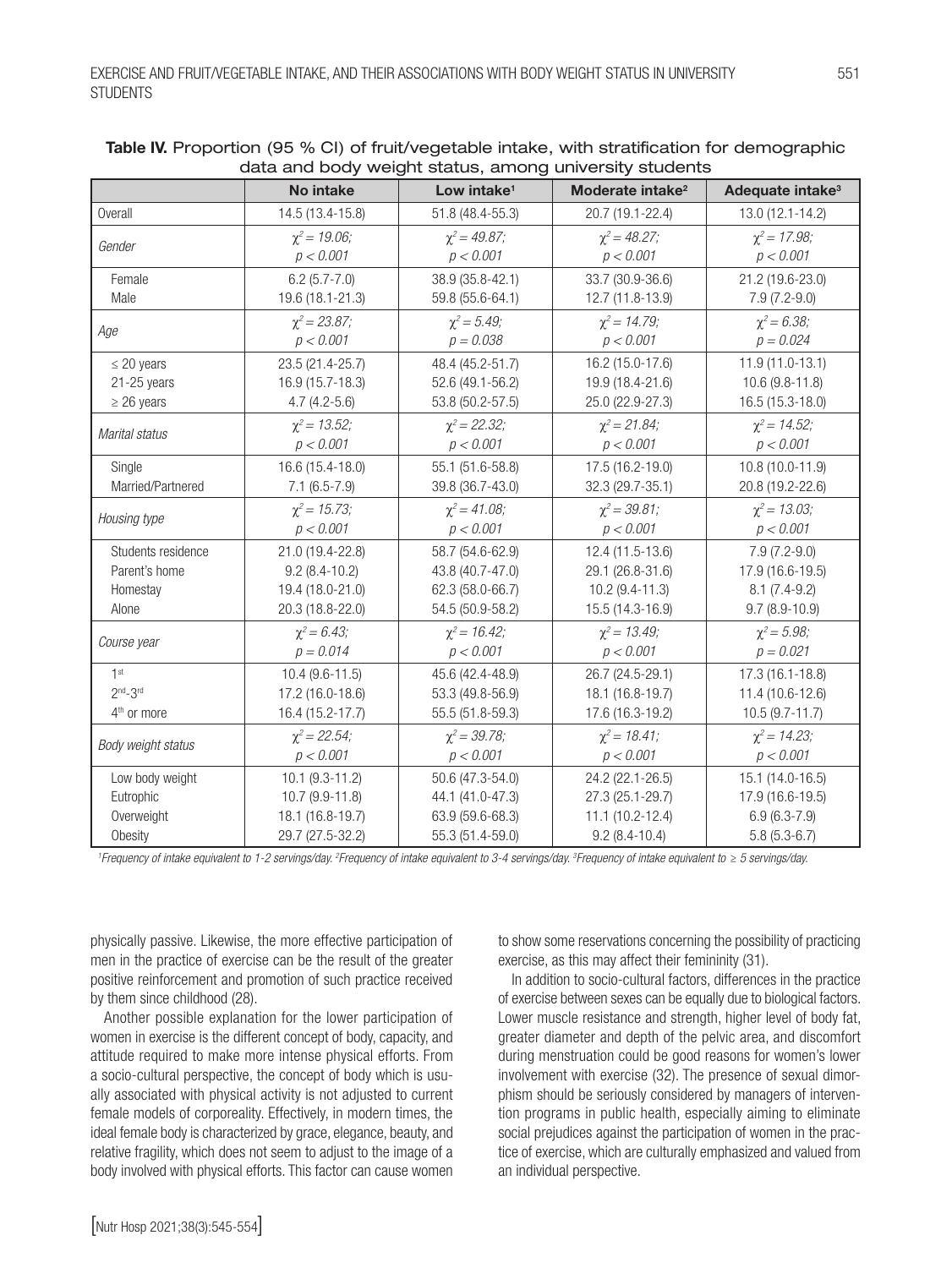**Table IV.** Proportion (95 % CI) of fruit/vegetable intake, with stratification for demographic data and body weight status, among university students

| | No intake | Low intake[1] | Moderate intake[2] | Adequate intake[3] |
|---|---|---|---|---|
| Overall | 14.5 (13.4-15.8) | 51.8 (48.4-55.3) | 20.7 (19.1-22.4) | 13.0 (12.1-14.2) |
| *Gender* | $\chi^2 = 19.06$; $p < 0.001$ | $\chi^2 = 49.87$; $p < 0.001$ | $\chi^2 = 48.27$; $p < 0.001$ | $\chi^2 = 17.98$; $p < 0.001$ |
| Female | 6.2 (5.7-7.0) | 38.9 (35.8-42.1) | 33.7 (30.9-36.6) | 21.2 (19.6-23.0) |
| Male | 19.6 (18.1-21.3) | 59.8 (55.6-64.1) | 12.7 (11.8-13.9) | 7.9 (7.2-9.0) |
| *Age* | $\chi^2 = 23.87$; $p < 0.001$ | $\chi^2 = 5.49$; $p = 0.038$ | $\chi^2 = 14.79$; $p < 0.001$ | $\chi^2 = 6.38$; $p = 0.024$ |
| ≤ 20 years | 23.5 (21.4-25.7) | 48.4 (45.2-51.7) | 16.2 (15.0-17.6) | 11.9 (11.0-13.1) |
| 21-25 years | 16.9 (15.7-18.3) | 52.6 (49.1-56.2) | 19.9 (18.4-21.6) | 10.6 (9.8-11.8) |
| ≥ 26 years | 4.7 (4.2-5.6) | 53.8 (50.2-57.5) | 25.0 (22.9-27.3) | 16.5 (15.3-18.0) |
| *Marital status* | $\chi^2 = 13.52$; $p < 0.001$ | $\chi^2 = 22.32$; $p < 0.001$ | $\chi^2 = 21.84$; $p < 0.001$ | $\chi^2 = 14.52$; $p < 0.001$ |
| Single | 16.6 (15.4-18.0) | 55.1 (51.6-58.8) | 17.5 (16.2-19.0) | 10.8 (10.0-11.9) |
| Married/Partnered | 7.1 (6.5-7.9) | 39.8 (36.7-43.0) | 32.3 (29.7-35.1) | 20.8 (19.2-22.6) |
| *Housing type* | $\chi^2 = 15.73$; $p < 0.001$ | $\chi^2 = 41.08$; $p < 0.001$ | $\chi^2 = 39.81$; $p < 0.001$ | $\chi^2 = 13.03$; $p < 0.001$ |
| Students residence | 21.0 (19.4-22.8) | 58.7 (54.6-62.9) | 12.4 (11.5-13.6) | 7.9 (7.2-9.0) |
| Parent's home | 9.2 (8.4-10.2) | 43.8 (40.7-47.0) | 29.1 (26.8-31.6) | 17.9 (16.6-19.5) |
| Homestay | 19.4 (18.0-21.0) | 62.3 (58.0-66.7) | 10.2 (9.4-11.3) | 8.1 (7.4-9.2) |
| Alone | 20.3 (18.8-22.0) | 54.5 (50.9-58.2) | 15.5 (14.3-16.9) | 9.7 (8.9-10.9) |
| *Course year* | $\chi^2 = 6.43$; $p = 0.014$ | $\chi^2 = 16.42$; $p < 0.001$ | $\chi^2 = 13.49$; $p < 0.001$ | $\chi^2 = 5.98$; $p = 0.021$ |
| 1st | 10.4 (9.6-11.5) | 45.6 (42.4-48.9) | 26.7 (24.5-29.1) | 17.3 (16.1-18.8) |
| 2nd-3rd | 17.2 (16.0-18.6) | 53.3 (49.8-56.9) | 18.1 (16.8-19.7) | 11.4 (10.6-12.6) |
| 4th or more | 16.4 (15.2-17.7) | 55.5 (51.8-59.3) | 17.6 (16.3-19.2) | 10.5 (9.7-11.7) |
| *Body weight status* | $\chi^2 = 22.54$; $p < 0.001$ | $\chi^2 = 39.78$; $p < 0.001$ | $\chi^2 = 18.41$; $p < 0.001$ | $\chi^2 = 14.23$; $p < 0.001$ |
| Low body weight | 10.1 (9.3-11.2) | 50.6 (47.3-54.0) | 24.2 (22.1-26.5) | 15.1 (14.0-16.5) |
| Eutrophic | 10.7 (9.9-11.8) | 44.1 (41.0-47.3) | 27.3 (25.1-29.7) | 17.9 (16.6-19.5) |
| Overweight | 18.1 (16.8-19.7) | 63.9 (59.6-68.3) | 11.1 (10.2-12.4) | 6.9 (6.3-7.9) |
| Obesity | 29.7 (27.5-32.2) | 55.3 (51.4-59.0) | 9.2 (8.4-10.4) | 5.8 (5.3-6.7) |

*[1]Frequency of intake equivalent to 1-2 servings/day. [2]Frequency of intake equivalent to 3-4 servings/day. [3]Frequency of intake equivalent to ≥ 5 servings/day.*

physically passive. Likewise, the more effective participation of men in the practice of exercise can be the result of the greater positive reinforcement and promotion of such practice received by them since childhood (28).

Another possible explanation for the lower participation of women in exercise is the different concept of body, capacity, and attitude required to make more intense physical efforts. From a socio-cultural perspective, the concept of body which is usually associated with physical activity is not adjusted to current female models of corporeality. Effectively, in modern times, the ideal female body is characterized by grace, elegance, beauty, and relative fragility, which does not seem to adjust to the image of a body involved with physical efforts. This factor can cause women to show some reservations concerning the possibility of practicing exercise, as this may affect their femininity (31).

In addition to socio-cultural factors, differences in the practice of exercise between sexes can be equally due to biological factors. Lower muscle resistance and strength, higher level of body fat, greater diameter and depth of the pelvic area, and discomfort during menstruation could be good reasons for women's lower involvement with exercise (32). The presence of sexual dimorphism should be seriously considered by managers of intervention programs in public health, especially aiming to eliminate social prejudices against the participation of women in the practice of exercise, which are culturally emphasized and valued from an individual perspective.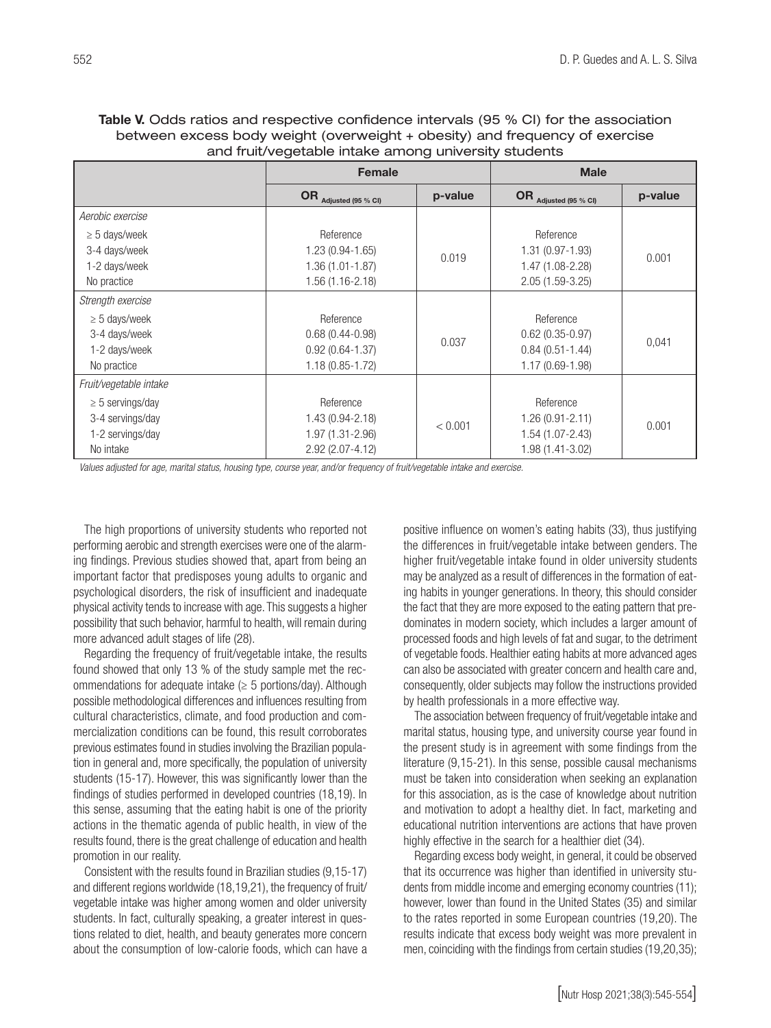**Table V.** Odds ratios and respective confidence intervals (95 % CI) for the association between excess body weight (overweight + obesity) and frequency of exercise and fruit/vegetable intake among university students

| | Female | | Male | |
|---|---|---|---|---|
| | OR $_{\text{Adjusted (95 \% CI)}}$ | p-value | OR $_{\text{Adjusted (95 \% CI)}}$ | p-value |
| *Aerobic exercise* | | | | |
| ≥ 5 days/week | Reference | 0.019 | Reference | 0.001 |
| 3-4 days/week | 1.23 (0.94-1.65) | | 1.31 (0.97-1.93) | |
| 1-2 days/week | 1.36 (1.01-1.87) | | 1.47 (1.08-2.28) | |
| No practice | 1.56 (1.16-2.18) | | 2.05 (1.59-3.25) | |
| *Strength exercise* | | | | |
| ≥ 5 days/week | Reference | 0.037 | Reference | 0,041 |
| 3-4 days/week | 0.68 (0.44-0.98) | | 0.62 (0.35-0.97) | |
| 1-2 days/week | 0.92 (0.64-1.37) | | 0.84 (0.51-1.44) | |
| No practice | 1.18 (0.85-1.72) | | 1.17 (0.69-1.98) | |
| *Fruit/vegetable intake* | | | | |
| ≥ 5 servings/day | Reference | < 0.001 | Reference | 0.001 |
| 3-4 servings/day | 1.43 (0.94-2.18) | | 1.26 (0.91-2.11) | |
| 1-2 servings/day | 1.97 (1.31-2.96) | | 1.54 (1.07-2.43) | |
| No intake | 2.92 (2.07-4.12) | | 1.98 (1.41-3.02) | |

*Values adjusted for age, marital status, housing type, course year, and/or frequency of fruit/vegetable intake and exercise.*

The high proportions of university students who reported not performing aerobic and strength exercises were one of the alarming findings. Previous studies showed that, apart from being an important factor that predisposes young adults to organic and psychological disorders, the risk of insufficient and inadequate physical activity tends to increase with age. This suggests a higher possibility that such behavior, harmful to health, will remain during more advanced adult stages of life (28).

Regarding the frequency of fruit/vegetable intake, the results found showed that only 13 % of the study sample met the recommendations for adequate intake (≥ 5 portions/day). Although possible methodological differences and influences resulting from cultural characteristics, climate, and food production and commercialization conditions can be found, this result corroborates previous estimates found in studies involving the Brazilian population in general and, more specifically, the population of university students (15-17). However, this was significantly lower than the findings of studies performed in developed countries (18,19). In this sense, assuming that the eating habit is one of the priority actions in the thematic agenda of public health, in view of the results found, there is the great challenge of education and health promotion in our reality.

Consistent with the results found in Brazilian studies (9,15-17) and different regions worldwide (18,19,21), the frequency of fruit/vegetable intake was higher among women and older university students. In fact, culturally speaking, a greater interest in questions related to diet, health, and beauty generates more concern about the consumption of low-calorie foods, which can have a positive influence on women's eating habits (33), thus justifying the differences in fruit/vegetable intake between genders. The higher fruit/vegetable intake found in older university students may be analyzed as a result of differences in the formation of eating habits in younger generations. In theory, this should consider the fact that they are more exposed to the eating pattern that predominates in modern society, which includes a larger amount of processed foods and high levels of fat and sugar, to the detriment of vegetable foods. Healthier eating habits at more advanced ages can also be associated with greater concern and health care and, consequently, older subjects may follow the instructions provided by health professionals in a more effective way.

The association between frequency of fruit/vegetable intake and marital status, housing type, and university course year found in the present study is in agreement with some findings from the literature (9,15-21). In this sense, possible causal mechanisms must be taken into consideration when seeking an explanation for this association, as is the case of knowledge about nutrition and motivation to adopt a healthy diet. In fact, marketing and educational nutrition interventions are actions that have proven highly effective in the search for a healthier diet (34).

Regarding excess body weight, in general, it could be observed that its occurrence was higher than identified in university students from middle income and emerging economy countries (11); however, lower than found in the United States (35) and similar to the rates reported in some European countries (19,20). The results indicate that excess body weight was more prevalent in men, coinciding with the findings from certain studies (19,20,35);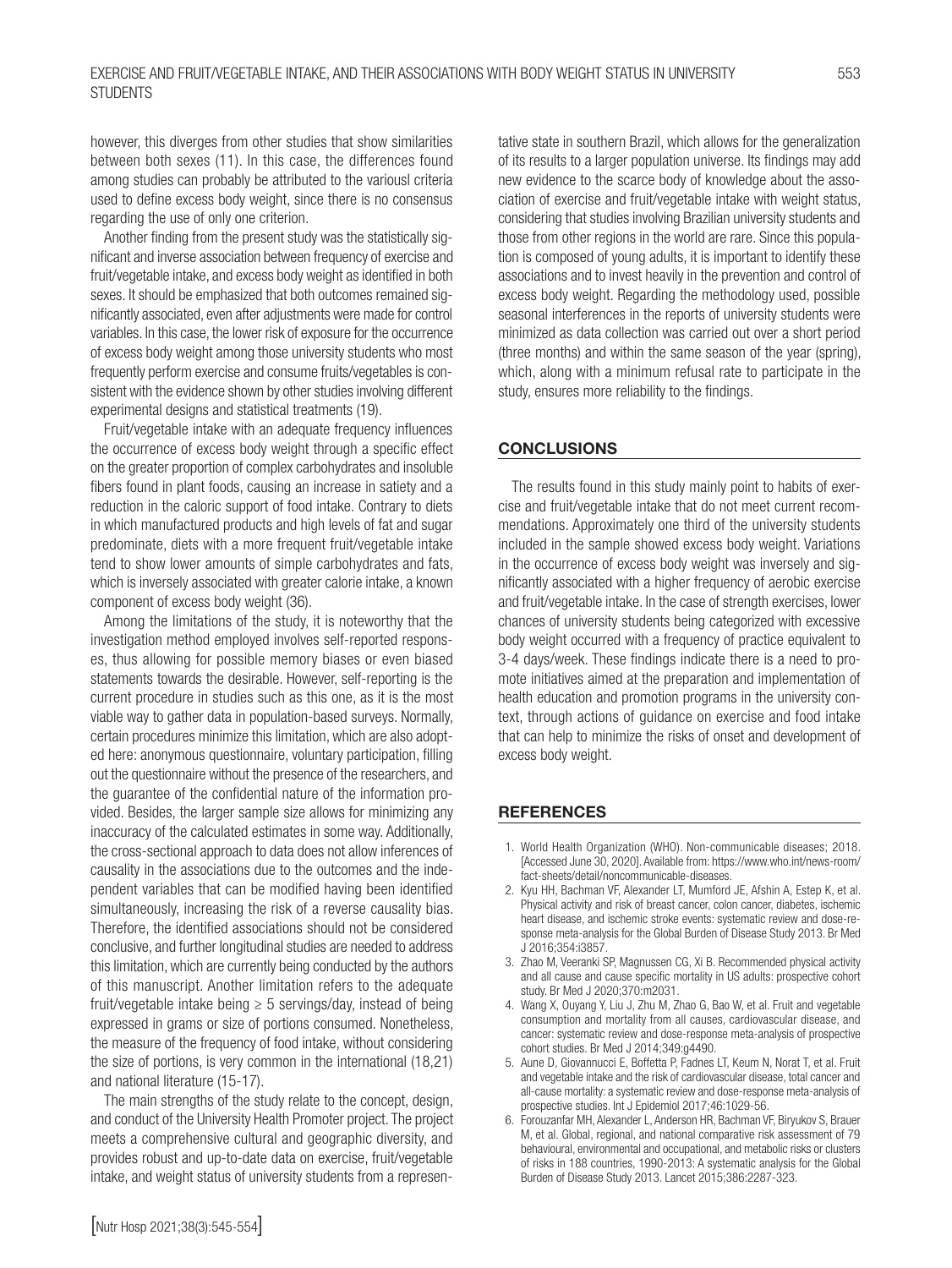however, this diverges from other studies that show similarities between both sexes (11). In this case, the differences found among studies can probably be attributed to the variousl criteria used to define excess body weight, since there is no consensus regarding the use of only one criterion.

Another finding from the present study was the statistically significant and inverse association between frequency of exercise and fruit/vegetable intake, and excess body weight as identified in both sexes. It should be emphasized that both outcomes remained significantly associated, even after adjustments were made for control variables. In this case, the lower risk of exposure for the occurrence of excess body weight among those university students who most frequently perform exercise and consume fruits/vegetables is consistent with the evidence shown by other studies involving different experimental designs and statistical treatments (19).

Fruit/vegetable intake with an adequate frequency influences the occurrence of excess body weight through a specific effect on the greater proportion of complex carbohydrates and insoluble fibers found in plant foods, causing an increase in satiety and a reduction in the caloric support of food intake. Contrary to diets in which manufactured products and high levels of fat and sugar predominate, diets with a more frequent fruit/vegetable intake tend to show lower amounts of simple carbohydrates and fats, which is inversely associated with greater calorie intake, a known component of excess body weight (36).

Among the limitations of the study, it is noteworthy that the investigation method employed involves self-reported responses, thus allowing for possible memory biases or even biased statements towards the desirable. However, self-reporting is the current procedure in studies such as this one, as it is the most viable way to gather data in population-based surveys. Normally, certain procedures minimize this limitation, which are also adopted here: anonymous questionnaire, voluntary participation, filling out the questionnaire without the presence of the researchers, and the guarantee of the confidential nature of the information provided. Besides, the larger sample size allows for minimizing any inaccuracy of the calculated estimates in some way. Additionally, the cross-sectional approach to data does not allow inferences of causality in the associations due to the outcomes and the independent variables that can be modified having been identified simultaneously, increasing the risk of a reverse causality bias. Therefore, the identified associations should not be considered conclusive, and further longitudinal studies are needed to address this limitation, which are currently being conducted by the authors of this manuscript. Another limitation refers to the adequate fruit/vegetable intake being ≥ 5 servings/day, instead of being expressed in grams or size of portions consumed. Nonetheless, the measure of the frequency of food intake, without considering the size of portions, is very common in the international (18,21) and national literature (15-17).

The main strengths of the study relate to the concept, design, and conduct of the University Health Promoter project. The project meets a comprehensive cultural and geographic diversity, and provides robust and up-to-date data on exercise, fruit/vegetable intake, and weight status of university students from a representative state in southern Brazil, which allows for the generalization of its results to a larger population universe. Its findings may add new evidence to the scarce body of knowledge about the association of exercise and fruit/vegetable intake with weight status, considering that studies involving Brazilian university students and those from other regions in the world are rare. Since this population is composed of young adults, it is important to identify these associations and to invest heavily in the prevention and control of excess body weight. Regarding the methodology used, possible seasonal interferences in the reports of university students were minimized as data collection was carried out over a short period (three months) and within the same season of the year (spring), which, along with a minimum refusal rate to participate in the study, ensures more reliability to the findings.

## CONCLUSIONS

The results found in this study mainly point to habits of exercise and fruit/vegetable intake that do not meet current recommendations. Approximately one third of the university students included in the sample showed excess body weight. Variations in the occurrence of excess body weight was inversely and significantly associated with a higher frequency of aerobic exercise and fruit/vegetable intake. In the case of strength exercises, lower chances of university students being categorized with excessive body weight occurred with a frequency of practice equivalent to 3-4 days/week. These findings indicate there is a need to promote initiatives aimed at the preparation and implementation of health education and promotion programs in the university context, through actions of guidance on exercise and food intake that can help to minimize the risks of onset and development of excess body weight.

## REFERENCES

1. World Health Organization (WHO). Non-communicable diseases; 2018. [Accessed June 30, 2020]. Available from: https://www.who.int/news-room/fact-sheets/detail/noncommunicable-diseases.
2. Kyu HH, Bachman VF, Alexander LT, Mumford JE, Afshin A, Estep K, et al. Physical activity and risk of breast cancer, colon cancer, diabetes, ischemic heart disease, and ischemic stroke events: systematic review and dose-response meta-analysis for the Global Burden of Disease Study 2013. Br Med J 2016;354:i3857.
3. Zhao M, Veeranki SP, Magnussen CG, Xi B. Recommended physical activity and all cause and cause specific mortality in US adults: prospective cohort study. Br Med J 2020;370:m2031.
4. Wang X, Ouyang Y, Liu J, Zhu M, Zhao G, Bao W, et al. Fruit and vegetable consumption and mortality from all causes, cardiovascular disease, and cancer: systematic review and dose-response meta-analysis of prospective cohort studies. Br Med J 2014;349:g4490.
5. Aune D, Giovannucci E, Boffetta P, Fadnes LT, Keum N, Norat T, et al. Fruit and vegetable intake and the risk of cardiovascular disease, total cancer and all-cause mortality: a systematic review and dose-response meta-analysis of prospective studies. Int J Epidemiol 2017;46:1029-56.
6. Forouzanfar MH, Alexander L, Anderson HR, Bachman VF, Biryukov S, Brauer M, et al. Global, regional, and national comparative risk assessment of 79 behavioural, environmental and occupational, and metabolic risks or clusters of risks in 188 countries, 1990-2013: A systematic analysis for the Global Burden of Disease Study 2013. Lancet 2015;386:2287-323.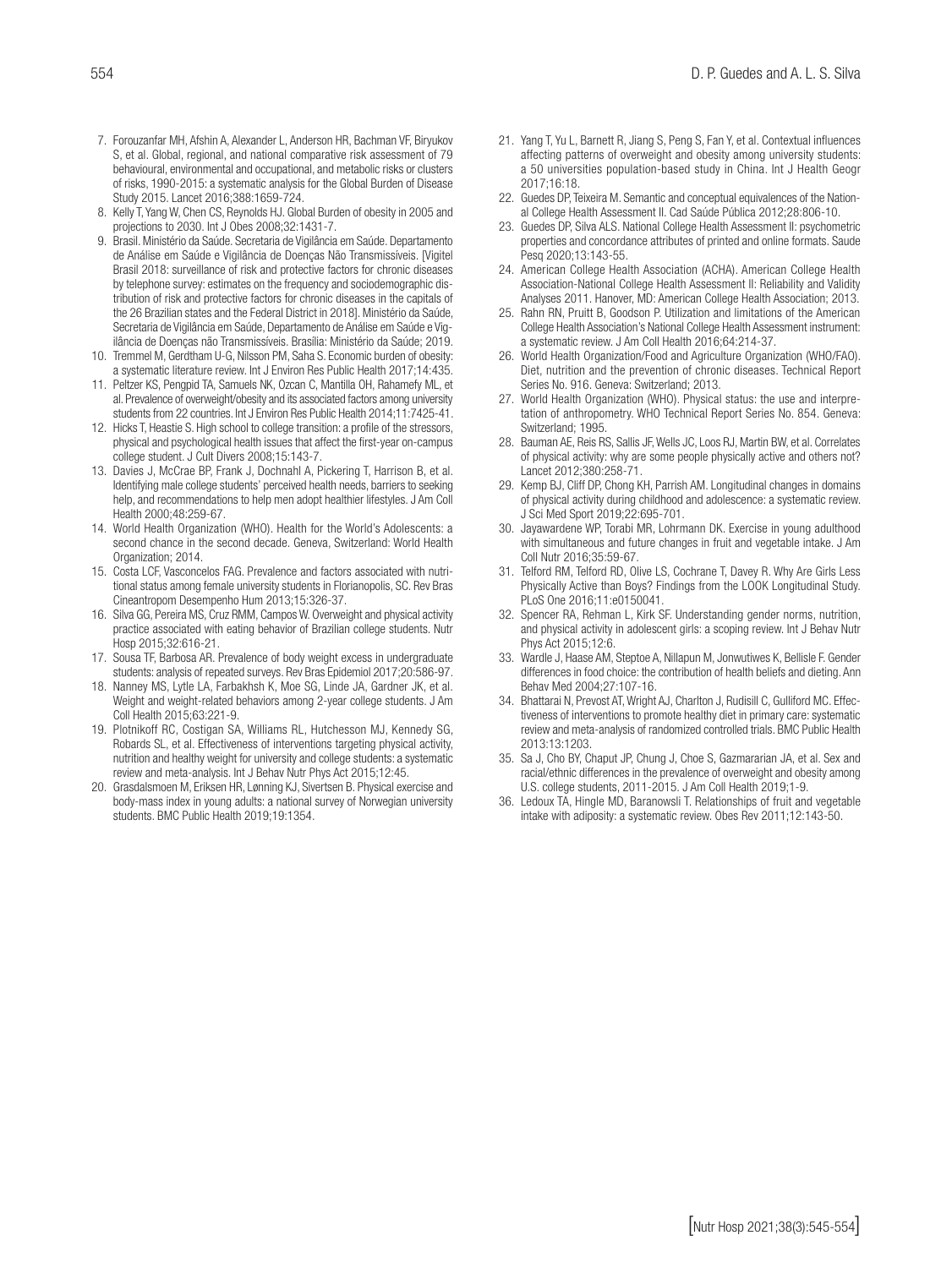7. Forouzanfar MH, Afshin A, Alexander L, Anderson HR, Bachman VF, Biryukov S, et al. Global, regional, and national comparative risk assessment of 79 behavioural, environmental and occupational, and metabolic risks or clusters of risks, 1990-2015: a systematic analysis for the Global Burden of Disease Study 2015. Lancet 2016;388:1659-724.
8. Kelly T, Yang W, Chen CS, Reynolds HJ. Global Burden of obesity in 2005 and projections to 2030. Int J Obes 2008;32:1431-7.
9. Brasil. Ministério da Saúde. Secretaria de Vigilância em Saúde. Departamento de Análise em Saúde e Vigilância de Doenças Não Transmissíveis. [Vigitel Brasil 2018: surveillance of risk and protective factors for chronic diseases by telephone survey: estimates on the frequency and sociodemographic distribution of risk and protective factors for chronic diseases in the capitals of the 26 Brazilian states and the Federal District in 2018]. Ministério da Saúde, Secretaria de Vigilância em Saúde, Departamento de Análise em Saúde e Vigilância de Doenças não Transmissíveis. Brasília: Ministério da Saúde; 2019.
10. Tremmel M, Gerdtham U-G, Nilsson PM, Saha S. Economic burden of obesity: a systematic literature review. Int J Environ Res Public Health 2017;14:435.
11. Peltzer KS, Pengpid TA, Samuels NK, Ozcan C, Mantilla OH, Rahamefy ML, et al. Prevalence of overweight/obesity and its associated factors among university students from 22 countries. Int J Environ Res Public Health 2014;11:7425-41.
12. Hicks T, Heastie S. High school to college transition: a profile of the stressors, physical and psychological health issues that affect the first-year on-campus college student. J Cult Divers 2008;15:143-7.
13. Davies J, McCrae BP, Frank J, Dochnahl A, Pickering T, Harrison B, et al. Identifying male college students' perceived health needs, barriers to seeking help, and recommendations to help men adopt healthier lifestyles. J Am Coll Health 2000;48:259-67.
14. World Health Organization (WHO). Health for the World's Adolescents: a second chance in the second decade. Geneva, Switzerland: World Health Organization; 2014.
15. Costa LCF, Vasconcelos FAG. Prevalence and factors associated with nutritional status among female university students in Florianopolis, SC. Rev Bras Cineantropom Desempenho Hum 2013;15:326-37.
16. Silva GG, Pereira MS, Cruz RMM, Campos W. Overweight and physical activity practice associated with eating behavior of Brazilian college students. Nutr Hosp 2015;32:616-21.
17. Sousa TF, Barbosa AR. Prevalence of body weight excess in undergraduate students: analysis of repeated surveys. Rev Bras Epidemiol 2017;20:586-97.
18. Nanney MS, Lytle LA, Farbakhsh K, Moe SG, Linde JA, Gardner JK, et al. Weight and weight-related behaviors among 2-year college students. J Am Coll Health 2015;63:221-9.
19. Plotnikoff RC, Costigan SA, Williams RL, Hutchesson MJ, Kennedy SG, Robards SL, et al. Effectiveness of interventions targeting physical activity, nutrition and healthy weight for university and college students: a systematic review and meta-analysis. Int J Behav Nutr Phys Act 2015;12:45.
20. Grasdalsmoen M, Eriksen HR, Lønning KJ, Sivertsen B. Physical exercise and body-mass index in young adults: a national survey of Norwegian university students. BMC Public Health 2019;19:1354.
21. Yang T, Yu L, Barnett R, Jiang S, Peng S, Fan Y, et al. Contextual influences affecting patterns of overweight and obesity among university students: a 50 universities population-based study in China. Int J Health Geogr 2017;16:18.
22. Guedes DP, Teixeira M. Semantic and conceptual equivalences of the National College Health Assessment II. Cad Saúde Pública 2012;28:806-10.
23. Guedes DP, Silva ALS. National College Health Assessment II: psychometric properties and concordance attributes of printed and online formats. Saude Pesq 2020;13:143-55.
24. American College Health Association (ACHA). American College Health Association-National College Health Assessment II: Reliability and Validity Analyses 2011. Hanover, MD: American College Health Association; 2013.
25. Rahn RN, Pruitt B, Goodson P. Utilization and limitations of the American College Health Association's National College Health Assessment instrument: a systematic review. J Am Coll Health 2016;64:214-37.
26. World Health Organization/Food and Agriculture Organization (WHO/FAO). Diet, nutrition and the prevention of chronic diseases. Technical Report Series No. 916. Geneva: Switzerland; 2013.
27. World Health Organization (WHO). Physical status: the use and interpretation of anthropometry. WHO Technical Report Series No. 854. Geneva: Switzerland; 1995.
28. Bauman AE, Reis RS, Sallis JF, Wells JC, Loos RJ, Martin BW, et al. Correlates of physical activity: why are some people physically active and others not? Lancet 2012;380:258-71.
29. Kemp BJ, Cliff DP, Chong KH, Parrish AM. Longitudinal changes in domains of physical activity during childhood and adolescence: a systematic review. J Sci Med Sport 2019;22:695-701.
30. Jayawardene WP, Torabi MR, Lohrmann DK. Exercise in young adulthood with simultaneous and future changes in fruit and vegetable intake. J Am Coll Nutr 2016;35:59-67.
31. Telford RM, Telford RD, Olive LS, Cochrane T, Davey R. Why Are Girls Less Physically Active than Boys? Findings from the LOOK Longitudinal Study. PLoS One 2016;11:e0150041.
32. Spencer RA, Rehman L, Kirk SF. Understanding gender norms, nutrition, and physical activity in adolescent girls: a scoping review. Int J Behav Nutr Phys Act 2015;12:6.
33. Wardle J, Haase AM, Steptoe A, Nillapun M, Jonwutiwes K, Bellisle F. Gender differences in food choice: the contribution of health beliefs and dieting. Ann Behav Med 2004;27:107-16.
34. Bhattarai N, Prevost AT, Wright AJ, Charlton J, Rudisill C, Gulliford MC. Effectiveness of interventions to promote healthy diet in primary care: systematic review and meta-analysis of randomized controlled trials. BMC Public Health 2013:13:1203.
35. Sa J, Cho BY, Chaput JP, Chung J, Choe S, Gazmararian JA, et al. Sex and racial/ethnic differences in the prevalence of overweight and obesity among U.S. college students, 2011-2015. J Am Coll Health 2019;1-9.
36. Ledoux TA, Hingle MD, Baranowsli T. Relationships of fruit and vegetable intake with adiposity: a systematic review. Obes Rev 2011;12:143-50.